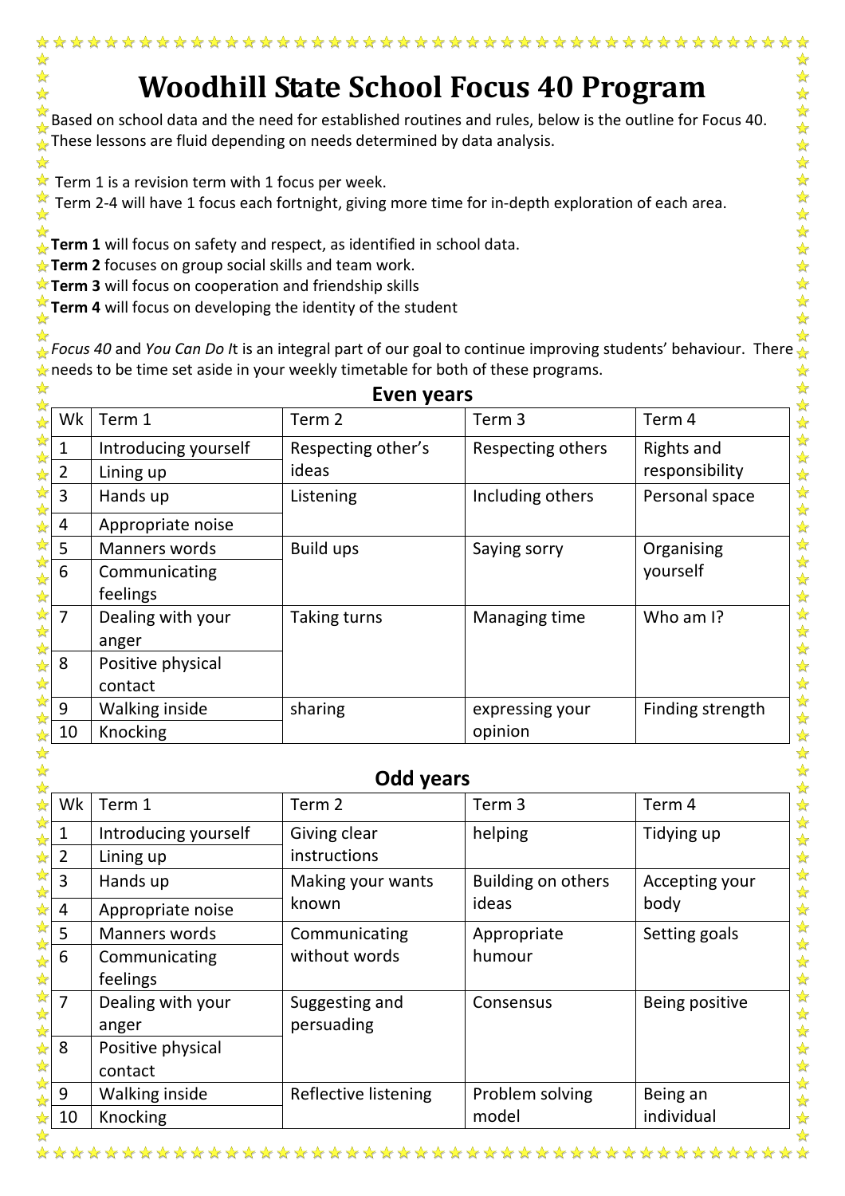# Woodhill State School Focus 40 Program

Based on school data and the need for established routines and rules, below is the outline for Focus 40. These lessons are fluid depending on needs determined by data analysis.

Term 1 is a revision term with 1 focus per week.
Term 2-4 will have 1 focus each fortnight, giving more time for in-depth exploration of each area.

**Term 1** will focus on safety and respect, as identified in school data.
**Term 2** focuses on group social skills and team work.
**Term 3** will focus on cooperation and friendship skills
**Term 4** will focus on developing the identity of the student

*Focus 40* and *You Can Do I*t is an integral part of our goal to continue improving students' behaviour. There needs to be time set aside in your weekly timetable for both of these programs.

## Even years

| Wk | Term 1 | Term 2 | Term 3 | Term 4 |
|---|---|---|---|---|
| 1 | Introducing yourself | Respecting other's ideas | Respecting others | Rights and responsibility |
| 2 | Lining up | | | |
| 3 | Hands up | Listening | Including others | Personal space |
| 4 | Appropriate noise | | | |
| 5 | Manners words | Build ups | Saying sorry | Organising yourself |
| 6 | Communicating feelings | | | |
| 7 | Dealing with your anger | Taking turns | Managing time | Who am I? |
| 8 | Positive physical contact | | | |
| 9 | Walking inside | sharing | expressing your opinion | Finding strength |
| 10 | Knocking | | | |

## Odd years

| Wk | Term 1 | Term 2 | Term 3 | Term 4 |
|---|---|---|---|---|
| 1 | Introducing yourself | Giving clear instructions | helping | Tidying up |
| 2 | Lining up | | | |
| 3 | Hands up | Making your wants known | Building on others ideas | Accepting your body |
| 4 | Appropriate noise | | | |
| 5 | Manners words | Communicating without words | Appropriate humour | Setting goals |
| 6 | Communicating feelings | | | |
| 7 | Dealing with your anger | Suggesting and persuading | Consensus | Being positive |
| 8 | Positive physical contact | | | |
| 9 | Walking inside | Reflective listening | Problem solving model | Being an individual |
| 10 | Knocking | | | |